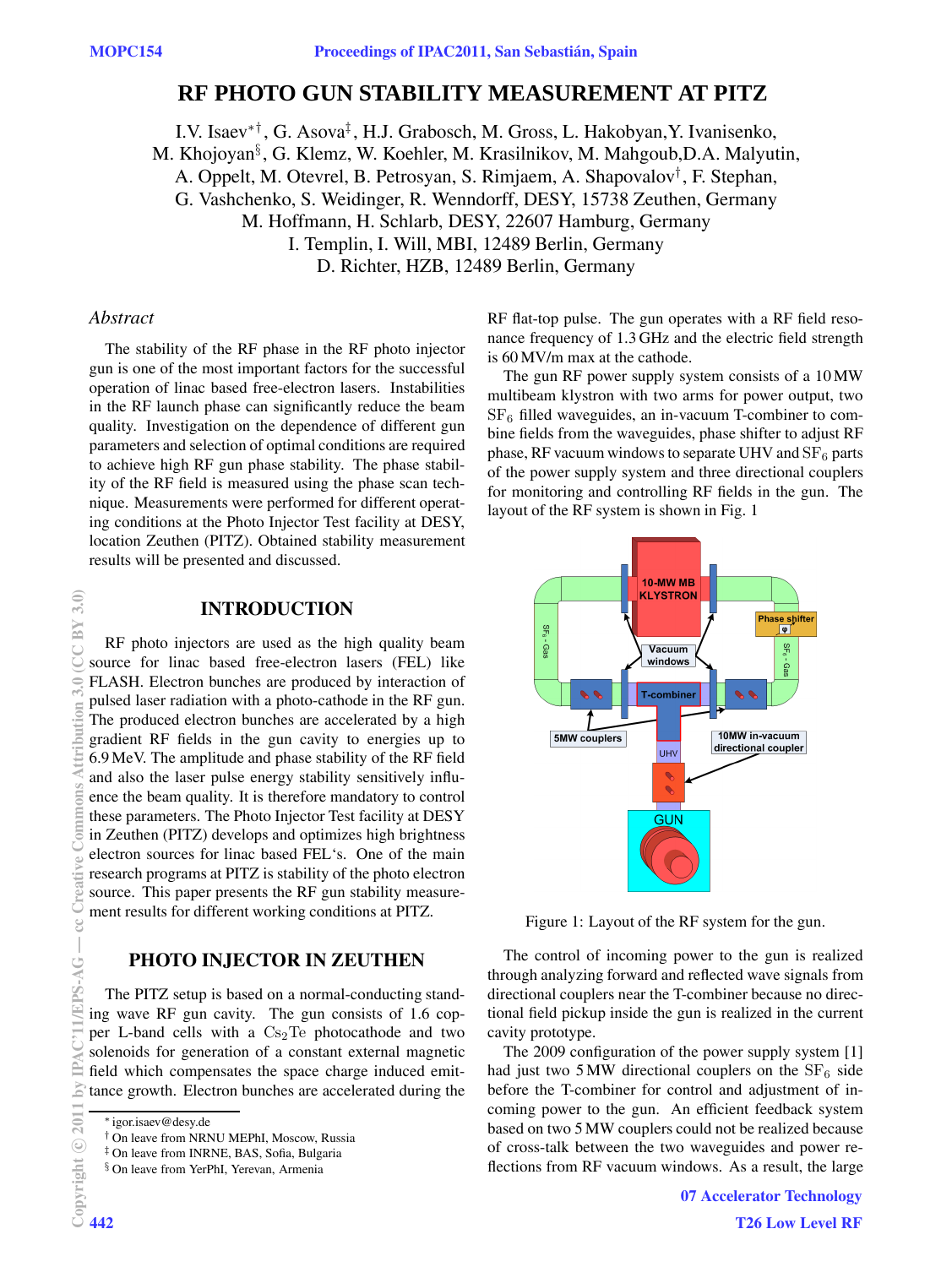# RF PHOTO GUN STABILITY MEASUREMENT AT PITZ

I.V. Isaev*[†], G. Asova[‡], H.J. Grabosch, M. Gross, L. Hakobyan, Y. Ivanisenko, M. Khojoyan[§], G. Klemz, W. Koehler, M. Krasilnikov, M. Mahgoub, D.A. Malyutin, A. Oppelt, M. Otevrel, B. Petrosyan, S. Rimjaem, A. Shapovalov[†], F. Stephan, G. Vashchenko, S. Weidinger, R. Wenndorff, DESY, 15738 Zeuthen, Germany
M. Hoffmann, H. Schlarb, DESY, 22607 Hamburg, Germany
I. Templin, I. Will, MBI, 12489 Berlin, Germany
D. Richter, HZB, 12489 Berlin, Germany

## *Abstract*

The stability of the RF phase in the RF photo injector gun is one of the most important factors for the successful operation of linac based free-electron lasers. Instabilities in the RF launch phase can significantly reduce the beam quality. Investigation on the dependence of different gun parameters and selection of optimal conditions are required to achieve high RF gun phase stability. The phase stability of the RF field is measured using the phase scan technique. Measurements were performed for different operating conditions at the Photo Injector Test facility at DESY, location Zeuthen (PITZ). Obtained stability measurement results will be presented and discussed.

## INTRODUCTION

RF photo injectors are used as the high quality beam source for linac based free-electron lasers (FEL) like FLASH. Electron bunches are produced by interaction of pulsed laser radiation with a photo-cathode in the RF gun. The produced electron bunches are accelerated by a high gradient RF fields in the gun cavity to energies up to 6.9 MeV. The amplitude and phase stability of the RF field and also the laser pulse energy stability sensitively influence the beam quality. It is therefore mandatory to control these parameters. The Photo Injector Test facility at DESY in Zeuthen (PITZ) develops and optimizes high brightness electron sources for linac based FEL's. One of the main research programs at PITZ is stability of the photo electron source. This paper presents the RF gun stability measurement results for different working conditions at PITZ.

## PHOTO INJECTOR IN ZEUTHEN

The PITZ setup is based on a normal-conducting standing wave RF gun cavity. The gun consists of 1.6 copper L-band cells with a $Cs_2Te$ photocathode and two solenoids for generation of a constant external magnetic field which compensates the space charge induced emittance growth. Electron bunches are accelerated during the RF flat-top pulse. The gun operates with a RF field resonance frequency of 1.3 GHz and the electric field strength is 60 MV/m max at the cathode.

The gun RF power supply system consists of a 10 MW multibeam klystron with two arms for power output, two $SF_6$ filled waveguides, an in-vacuum T-combiner to combine fields from the waveguides, phase shifter to adjust RF phase, RF vacuum windows to separate UHV and $SF_6$ parts of the power supply system and three directional couplers for monitoring and controlling RF fields in the gun. The layout of the RF system is shown in Fig. 1

Figure 1: Layout of the RF system for the gun.

The control of incoming power to the gun is realized through analyzing forward and reflected wave signals from directional couplers near the T-combiner because no directional field pickup inside the gun is realized in the current cavity prototype.

The 2009 configuration of the power supply system [1] had just two 5 MW directional couplers on the $SF_6$ side before the T-combiner for control and adjustment of incoming power to the gun. An efficient feedback system based on two 5 MW couplers could not be realized because of cross-talk between the two waveguides and power reflections from RF vacuum windows. As a result, the large

---

* igor.isaev@desy.de
† On leave from NRNU MEPhI, Moscow, Russia
‡ On leave from INRNE, BAS, Sofia, Bulgaria
§ On leave from YerPhI, Yerevan, Armenia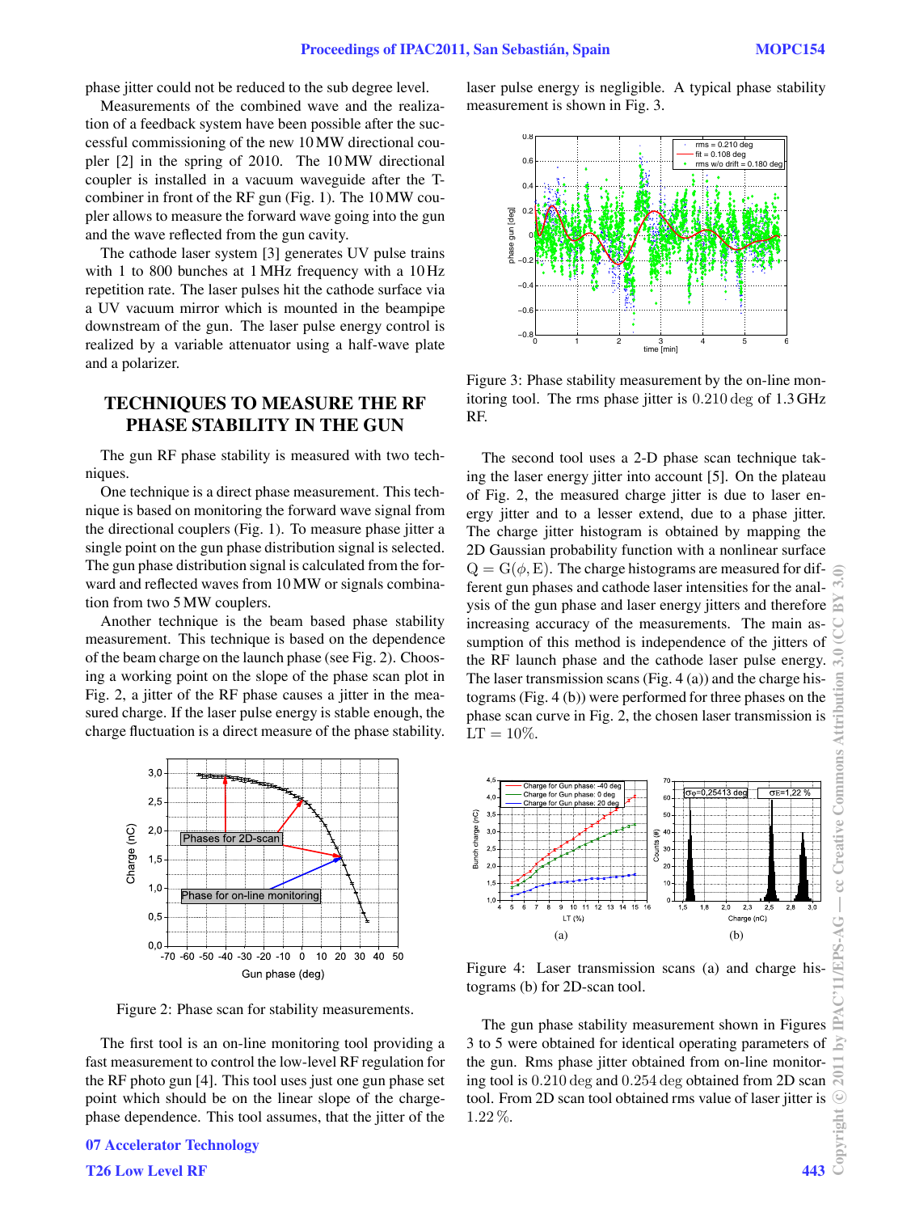phase jitter could not be reduced to the sub degree level.

Measurements of the combined wave and the realization of a feedback system have been possible after the successful commissioning of the new 10 MW directional coupler [2] in the spring of 2010. The 10 MW directional coupler is installed in a vacuum waveguide after the T-combiner in front of the RF gun (Fig. 1). The 10 MW coupler allows to measure the forward wave going into the gun and the wave reflected from the gun cavity.

The cathode laser system [3] generates UV pulse trains with 1 to 800 bunches at 1 MHz frequency with a 10 Hz repetition rate. The laser pulses hit the cathode surface via a UV vacuum mirror which is mounted in the beampipe downstream of the gun. The laser pulse energy control is realized by a variable attenuator using a half-wave plate and a polarizer.

## TECHNIQUES TO MEASURE THE RF PHASE STABILITY IN THE GUN

The gun RF phase stability is measured with two techniques.

One technique is a direct phase measurement. This technique is based on monitoring the forward wave signal from the directional couplers (Fig. 1). To measure phase jitter a single point on the gun phase distribution signal is selected. The gun phase distribution signal is calculated from the forward and reflected waves from 10 MW or signals combination from two 5 MW couplers.

Another technique is the beam based phase stability measurement. This technique is based on the dependence of the beam charge on the launch phase (see Fig. 2). Choosing a working point on the slope of the phase scan plot in Fig. 2, a jitter of the RF phase causes a jitter in the measured charge. If the laser pulse energy is stable enough, the charge fluctuation is a direct measure of the phase stability.

Figure 2: Phase scan for stability measurements.

The first tool is an on-line monitoring tool providing a fast measurement to control the low-level RF regulation for the RF photo gun [4]. This tool uses just one gun phase set point which should be on the linear slope of the charge-phase dependence. This tool assumes, that the jitter of the laser pulse energy is negligible. A typical phase stability measurement is shown in Fig. 3.

Figure 3: Phase stability measurement by the on-line monitoring tool. The rms phase jitter is 0.210 deg of 1.3 GHz RF.

The second tool uses a 2-D phase scan technique taking the laser energy jitter into account [5]. On the plateau of Fig. 2, the measured charge jitter is due to laser energy jitter and to a lesser extend, due to a phase jitter. The charge jitter histogram is obtained by mapping the 2D Gaussian probability function with a nonlinear surface $Q = G(\phi, E)$. The charge histograms are measured for different gun phases and cathode laser intensities for the analysis of the gun phase and laser energy jitters and therefore increasing accuracy of the measurements. The main assumption of this method is independence of the jitters of the RF launch phase and the cathode laser pulse energy. The laser transmission scans (Fig. 4 (a)) and the charge histograms (Fig. 4 (b)) were performed for three phases on the phase scan curve in Fig. 2, the chosen laser transmission is $LT = 10\%$.

Figure 4: Laser transmission scans (a) and charge histograms (b) for 2D-scan tool.

The gun phase stability measurement shown in Figures 3 to 5 were obtained for identical operating parameters of the gun. Rms phase jitter obtained from on-line monitoring tool is 0.210 deg and 0.254 deg obtained from 2D scan tool. From 2D scan tool obtained rms value of laser jitter is 1.22 %.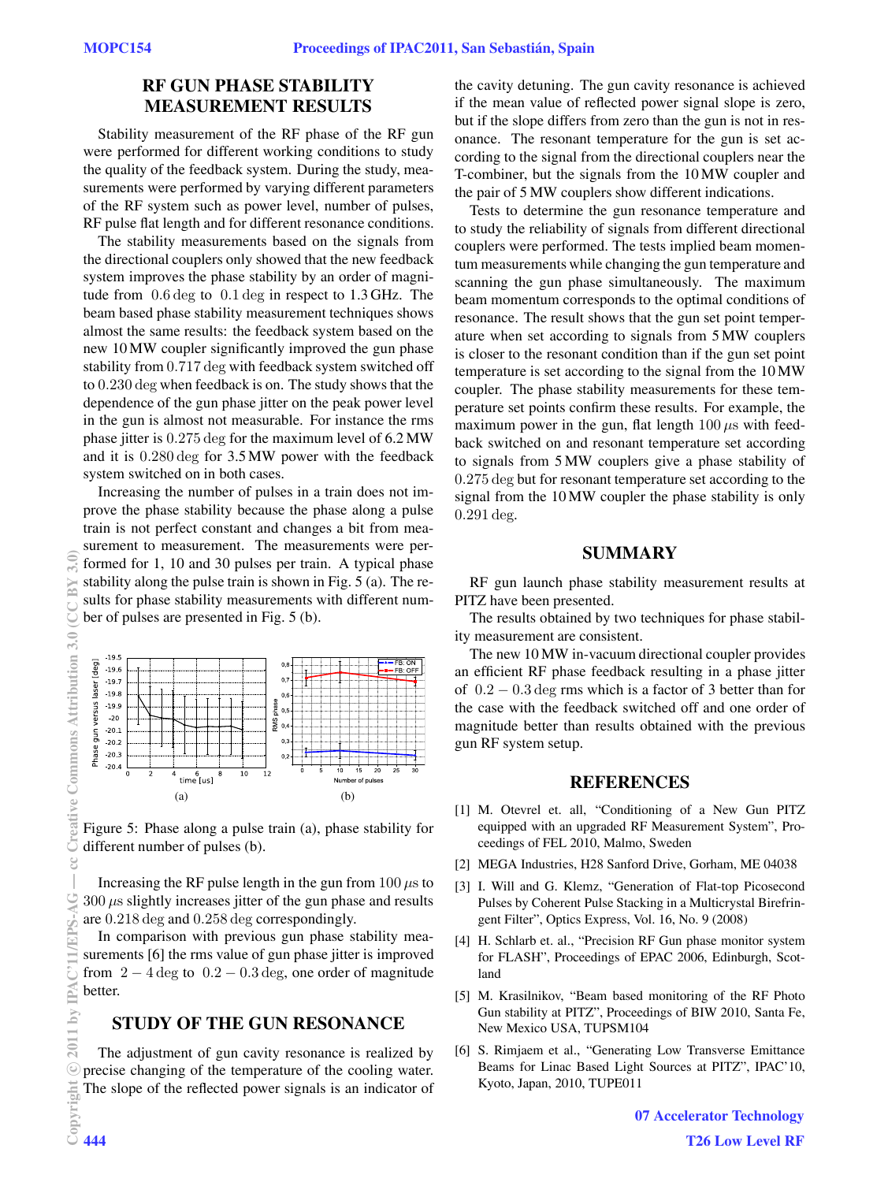## RF GUN PHASE STABILITY MEASUREMENT RESULTS

Stability measurement of the RF phase of the RF gun were performed for different working conditions to study the quality of the feedback system. During the study, measurements were performed by varying different parameters of the RF system such as power level, number of pulses, RF pulse flat length and for different resonance conditions.

The stability measurements based on the signals from the directional couplers only showed that the new feedback system improves the phase stability by an order of magnitude from 0.6 deg to 0.1 deg in respect to 1.3 GHz. The beam based phase stability measurement techniques shows almost the same results: the feedback system based on the new 10 MW coupler significantly improved the gun phase stability from 0.717 deg with feedback system switched off to 0.230 deg when feedback is on. The study shows that the dependence of the gun phase jitter on the peak power level in the gun is almost not measurable. For instance the rms phase jitter is 0.275 deg for the maximum level of 6.2 MW and it is 0.280 deg for 3.5 MW power with the feedback system switched on in both cases.

Increasing the number of pulses in a train does not improve the phase stability because the phase along a pulse train is not perfect constant and changes a bit from measurement to measurement. The measurements were performed for 1, 10 and 30 pulses per train. A typical phase stability along the pulse train is shown in Fig. 5 (a). The results for phase stability measurements with different number of pulses are presented in Fig. 5 (b).

Phase gun versus laser [deg]
-19.5
-19.6
-19.7
-19.8
-19.9
-20
-20.1
-20.2
-20.3
-20.4
0 2 4 6 8 10 12
time [us]
(a)

RMS phase
0.8
0.7
0.6
0.5
0.4
0.3
0.2
0 5 10 15 20 25 30
Number of pulses
FB: ON
FB: OFF
(b)

Figure 5: Phase along a pulse train (a), phase stability for different number of pulses (b).

Increasing the RF pulse length in the gun from 100 $\mu$s to 300 $\mu$s slightly increases jitter of the gun phase and results are 0.218 deg and 0.258 deg correspondingly.

In comparison with previous gun phase stability measurements [6] the rms value of gun phase jitter is improved from $2-4$ deg to $0.2-0.3$ deg, one order of magnitude better.

## STUDY OF THE GUN RESONANCE

The adjustment of gun cavity resonance is realized by precise changing of the temperature of the cooling water. The slope of the reflected power signals is an indicator of the cavity detuning. The gun cavity resonance is achieved if the mean value of reflected power signal slope is zero, but if the slope differs from zero than the gun is not in resonance. The resonant temperature for the gun is set according to the signal from the directional couplers near the T-combiner, but the signals from the 10 MW coupler and the pair of 5 MW couplers show different indications.

Tests to determine the gun resonance temperature and to study the reliability of signals from different directional couplers were performed. The tests implied beam momentum measurements while changing the gun temperature and scanning the gun phase simultaneously. The maximum beam momentum corresponds to the optimal conditions of resonance. The result shows that the gun set point temperature when set according to signals from 5 MW couplers is closer to the resonant condition than if the gun set point temperature is set according to the signal from the 10 MW coupler. The phase stability measurements for these temperature set points confirm these results. For example, the maximum power in the gun, flat length 100 $\mu$s with feedback switched on and resonant temperature set according to signals from 5 MW couplers give a phase stability of 0.275 deg but for resonant temperature set according to the signal from the 10 MW coupler the phase stability is only 0.291 deg.

## SUMMARY

RF gun launch phase stability measurement results at PITZ have been presented.

The results obtained by two techniques for phase stability measurement are consistent.

The new 10 MW in-vacuum directional coupler provides an efficient RF phase feedback resulting in a phase jitter of $0.2-0.3$ deg rms which is a factor of 3 better than for the case with the feedback switched off and one order of magnitude better than results obtained with the previous gun RF system setup.

## REFERENCES

[1] M. Otevrel et. all, "Conditioning of a New Gun PITZ equipped with an upgraded RF Measurement System", Proceedings of FEL 2010, Malmo, Sweden

[2] MEGA Industries, H28 Sanford Drive, Gorham, ME 04038

[3] I. Will and G. Klemz, "Generation of Flat-top Picosecond Pulses by Coherent Pulse Stacking in a Multicrystal Birefringent Filter", Optics Express, Vol. 16, No. 9 (2008)

[4] H. Schlarb et. al., "Precision RF Gun phase monitor system for FLASH", Proceedings of EPAC 2006, Edinburgh, Scotland

[5] M. Krasilnikov, "Beam based monitoring of the RF Photo Gun stability at PITZ", Proceedings of BIW 2010, Santa Fe, New Mexico USA, TUPSM104

[6] S. Rimjaem et al., "Generating Low Transverse Emittance Beams for Linac Based Light Sources at PITZ", IPAC'10, Kyoto, Japan, 2010, TUPE011